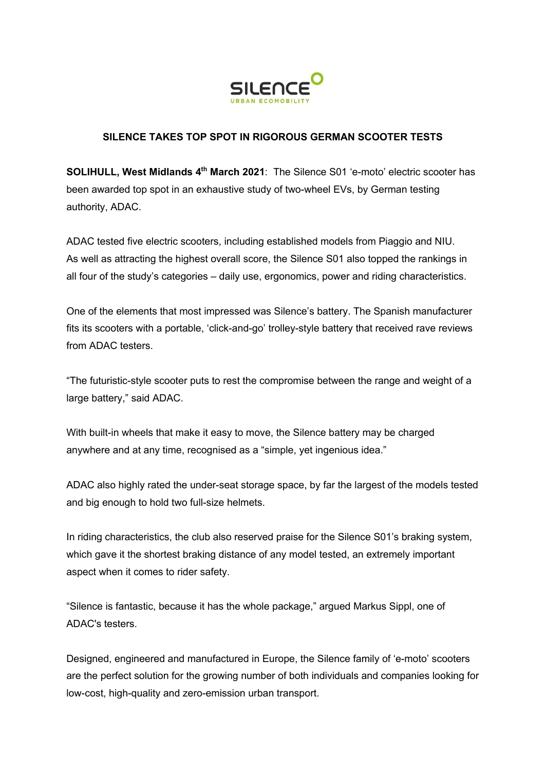SILENCE

URBAN ECOMOBILITY

## SILENCE TAKES TOP SPOT IN RIGOROUS GERMAN SCOOTER TESTS

**SOLIHULL, West Midlands 4th March 2021**: The Silence S01 'e-moto' electric scooter has been awarded top spot in an exhaustive study of two-wheel EVs, by German testing authority, ADAC.

ADAC tested five electric scooters, including established models from Piaggio and NIU. As well as attracting the highest overall score, the Silence S01 also topped the rankings in all four of the study's categories – daily use, ergonomics, power and riding characteristics.

One of the elements that most impressed was Silence's battery. The Spanish manufacturer fits its scooters with a portable, 'click-and-go' trolley-style battery that received rave reviews from ADAC testers.

"The futuristic-style scooter puts to rest the compromise between the range and weight of a large battery," said ADAC.

With built-in wheels that make it easy to move, the Silence battery may be charged anywhere and at any time, recognised as a "simple, yet ingenious idea."

ADAC also highly rated the under-seat storage space, by far the largest of the models tested and big enough to hold two full-size helmets.

In riding characteristics, the club also reserved praise for the Silence S01's braking system, which gave it the shortest braking distance of any model tested, an extremely important aspect when it comes to rider safety.

"Silence is fantastic, because it has the whole package," argued Markus Sippl, one of ADAC's testers.

Designed, engineered and manufactured in Europe, the Silence family of 'e-moto' scooters are the perfect solution for the growing number of both individuals and companies looking for low-cost, high-quality and zero-emission urban transport.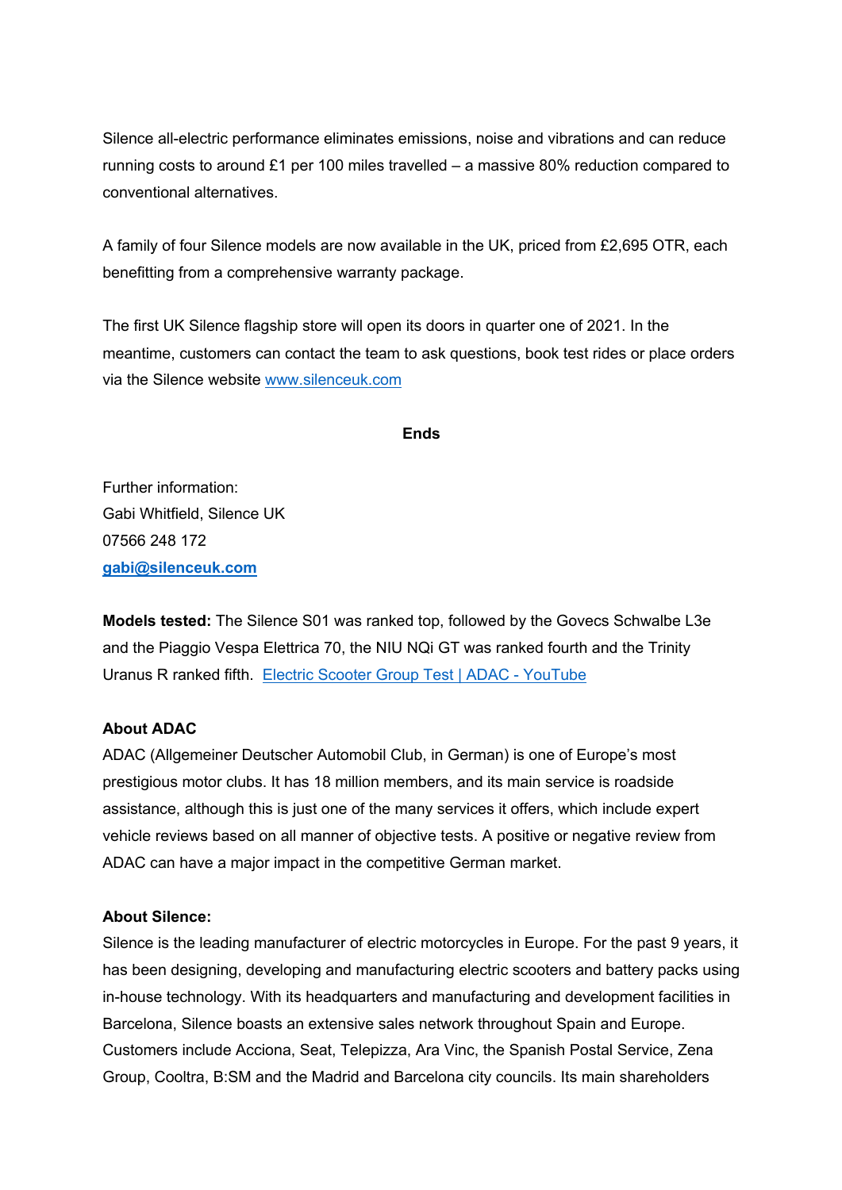Silence all-electric performance eliminates emissions, noise and vibrations and can reduce running costs to around £1 per 100 miles travelled – a massive 80% reduction compared to conventional alternatives.

A family of four Silence models are now available in the UK, priced from £2,695 OTR, each benefitting from a comprehensive warranty package.

The first UK Silence flagship store will open its doors in quarter one of 2021. In the meantime, customers can contact the team to ask questions, book test rides or place orders via the Silence website [www.silenceuk.com](http://www.silenceuk.com)

**Ends**

Further information:
Gabi Whitfield, Silence UK
07566 248 172
**[gabi@silenceuk.com](mailto:gabi@silenceuk.com)**

**Models tested:** The Silence S01 was ranked top, followed by the Govecs Schwalbe L3e and the Piaggio Vespa Elettrica 70, the NIU NQi GT was ranked fourth and the Trinity Uranus R ranked fifth. Electric Scooter Group Test | ADAC - YouTube

**About ADAC**
ADAC (Allgemeiner Deutscher Automobil Club, in German) is one of Europe's most prestigious motor clubs. It has 18 million members, and its main service is roadside assistance, although this is just one of the many services it offers, which include expert vehicle reviews based on all manner of objective tests. A positive or negative review from ADAC can have a major impact in the competitive German market.

**About Silence:**
Silence is the leading manufacturer of electric motorcycles in Europe. For the past 9 years, it has been designing, developing and manufacturing electric scooters and battery packs using in-house technology. With its headquarters and manufacturing and development facilities in Barcelona, Silence boasts an extensive sales network throughout Spain and Europe. Customers include Acciona, Seat, Telepizza, Ara Vinc, the Spanish Postal Service, Zena Group, Cooltra, B:SM and the Madrid and Barcelona city councils. Its main shareholders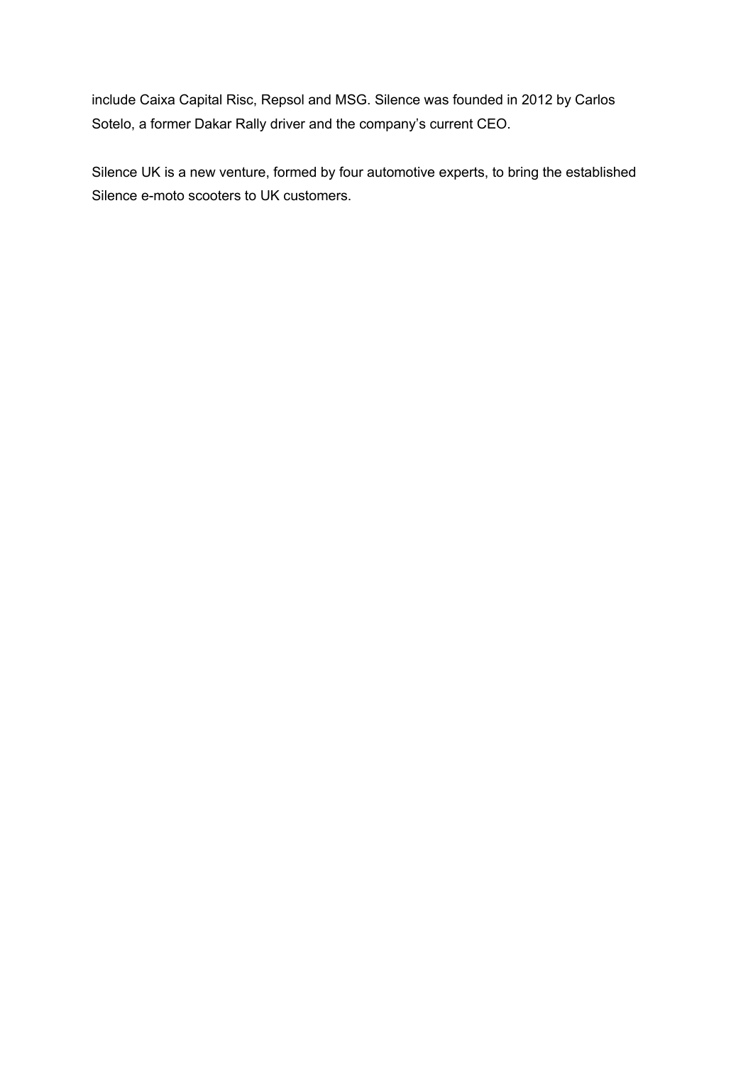include Caixa Capital Risc, Repsol and MSG. Silence was founded in 2012 by Carlos Sotelo, a former Dakar Rally driver and the company's current CEO.

Silence UK is a new venture, formed by four automotive experts, to bring the established Silence e-moto scooters to UK customers.